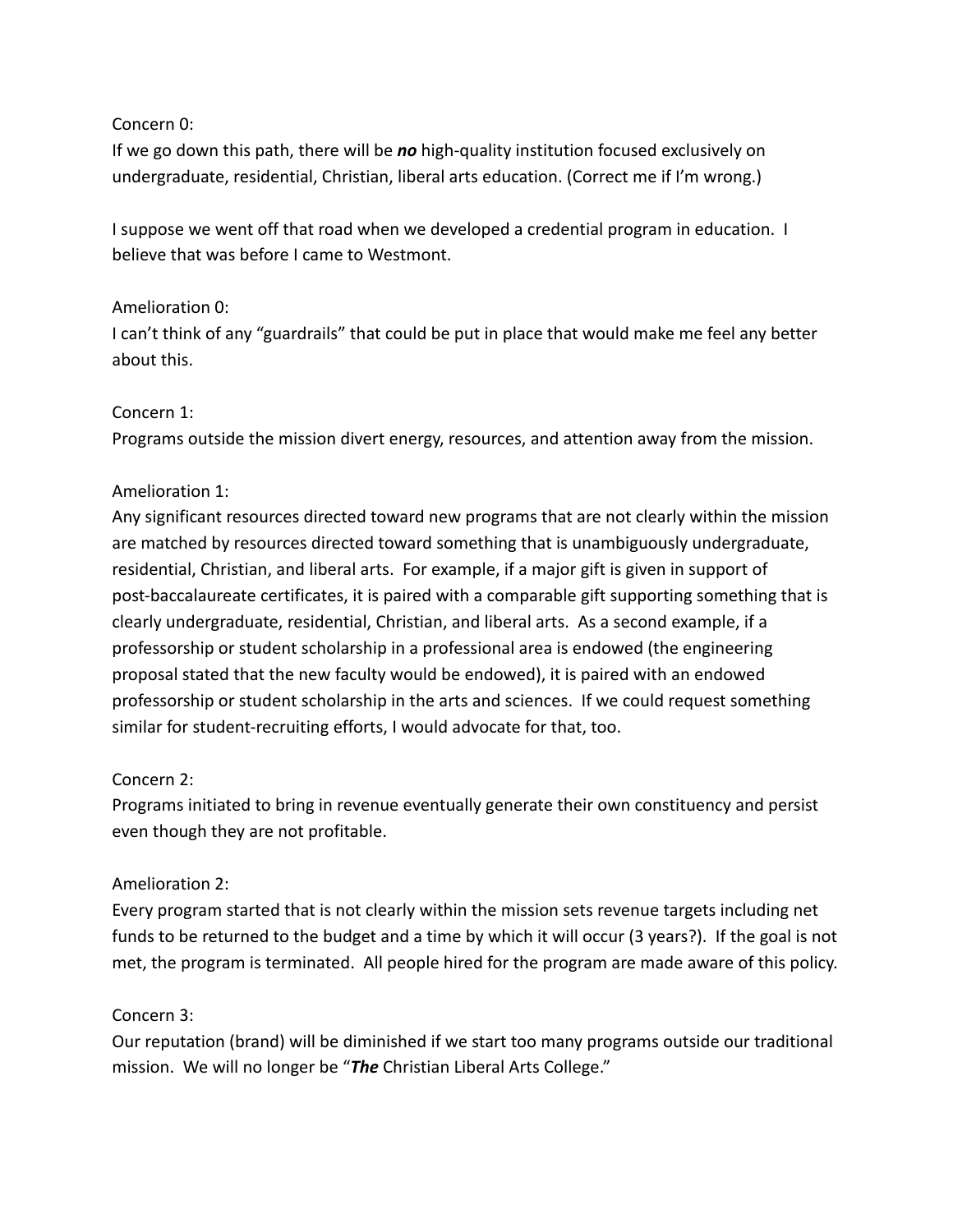Concern 0:
If we go down this path, there will be ***no*** high-quality institution focused exclusively on undergraduate, residential, Christian, liberal arts education. (Correct me if I'm wrong.)

I suppose we went off that road when we developed a credential program in education. I believe that was before I came to Westmont.

Amelioration 0:
I can't think of any "guardrails" that could be put in place that would make me feel any better about this.

Concern 1:
Programs outside the mission divert energy, resources, and attention away from the mission.

Amelioration 1:
Any significant resources directed toward new programs that are not clearly within the mission are matched by resources directed toward something that is unambiguously undergraduate, residential, Christian, and liberal arts. For example, if a major gift is given in support of post-baccalaureate certificates, it is paired with a comparable gift supporting something that is clearly undergraduate, residential, Christian, and liberal arts. As a second example, if a professorship or student scholarship in a professional area is endowed (the engineering proposal stated that the new faculty would be endowed), it is paired with an endowed professorship or student scholarship in the arts and sciences. If we could request something similar for student-recruiting efforts, I would advocate for that, too.

Concern 2:
Programs initiated to bring in revenue eventually generate their own constituency and persist even though they are not profitable.

Amelioration 2:
Every program started that is not clearly within the mission sets revenue targets including net funds to be returned to the budget and a time by which it will occur (3 years?). If the goal is not met, the program is terminated. All people hired for the program are made aware of this policy.

Concern 3:
Our reputation (brand) will be diminished if we start too many programs outside our traditional mission. We will no longer be "***The*** Christian Liberal Arts College."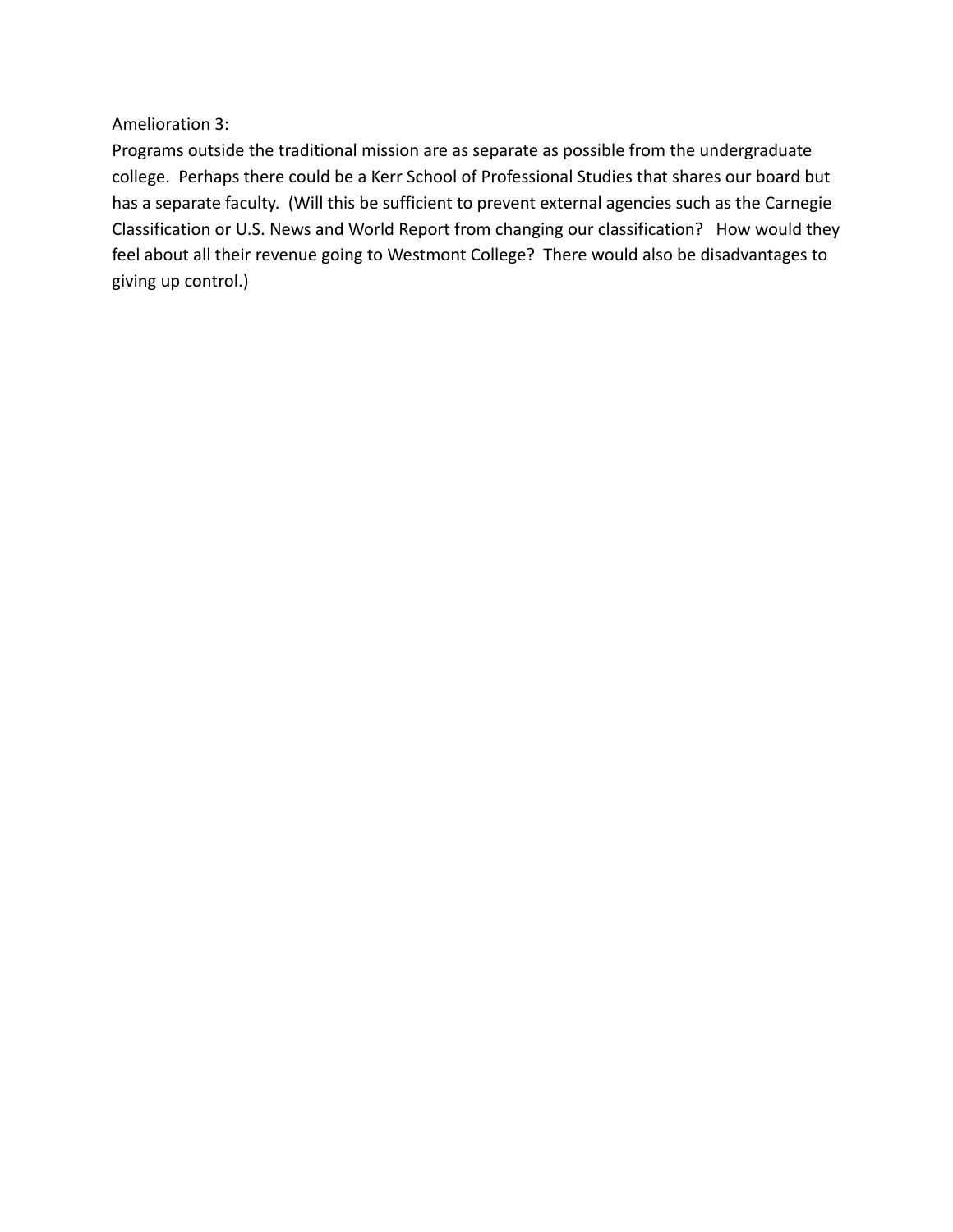Amelioration 3:

Programs outside the traditional mission are as separate as possible from the undergraduate college. Perhaps there could be a Kerr School of Professional Studies that shares our board but has a separate faculty. (Will this be sufficient to prevent external agencies such as the Carnegie Classification or U.S. News and World Report from changing our classification? How would they feel about all their revenue going to Westmont College? There would also be disadvantages to giving up control.)